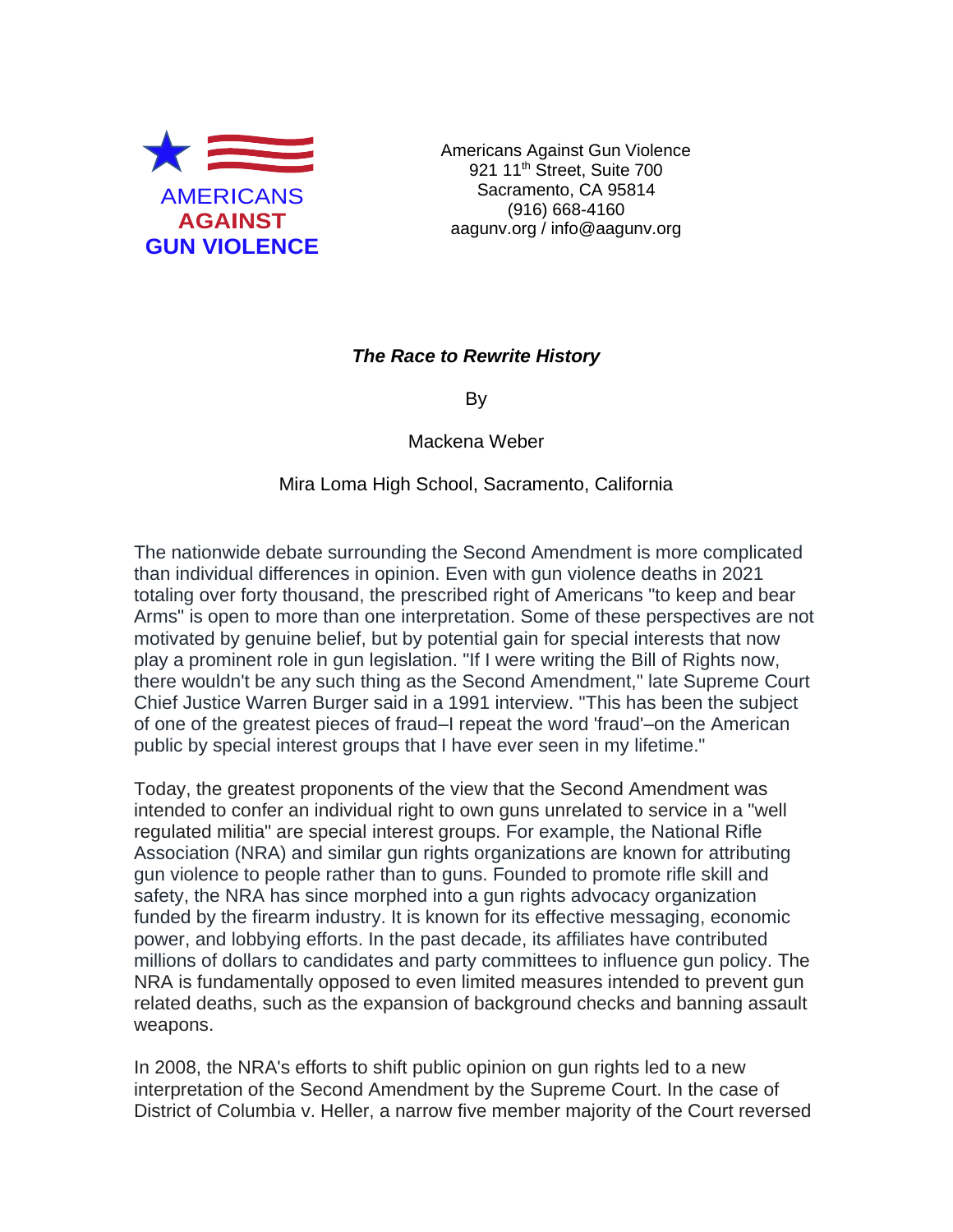AMERICANS
AGAINST
GUN VIOLENCE

Americans Against Gun Violence
921 11th Street, Suite 700
Sacramento, CA 95814
(916) 668-4160
aagunv.org / info@aagunv.org

***The Race to Rewrite History***

By

Mackena Weber

Mira Loma High School, Sacramento, California

The nationwide debate surrounding the Second Amendment is more complicated than individual differences in opinion. Even with gun violence deaths in 2021 totaling over forty thousand, the prescribed right of Americans "to keep and bear Arms" is open to more than one interpretation. Some of these perspectives are not motivated by genuine belief, but by potential gain for special interests that now play a prominent role in gun legislation. "If I were writing the Bill of Rights now, there wouldn't be any such thing as the Second Amendment," late Supreme Court Chief Justice Warren Burger said in a 1991 interview. "This has been the subject of one of the greatest pieces of fraud–I repeat the word 'fraud'–on the American public by special interest groups that I have ever seen in my lifetime."

Today, the greatest proponents of the view that the Second Amendment was intended to confer an individual right to own guns unrelated to service in a "well regulated militia" are special interest groups. For example, the National Rifle Association (NRA) and similar gun rights organizations are known for attributing gun violence to people rather than to guns. Founded to promote rifle skill and safety, the NRA has since morphed into a gun rights advocacy organization funded by the firearm industry. It is known for its effective messaging, economic power, and lobbying efforts. In the past decade, its affiliates have contributed millions of dollars to candidates and party committees to influence gun policy. The NRA is fundamentally opposed to even limited measures intended to prevent gun related deaths, such as the expansion of background checks and banning assault weapons.

In 2008, the NRA's efforts to shift public opinion on gun rights led to a new interpretation of the Second Amendment by the Supreme Court. In the case of District of Columbia v. Heller, a narrow five member majority of the Court reversed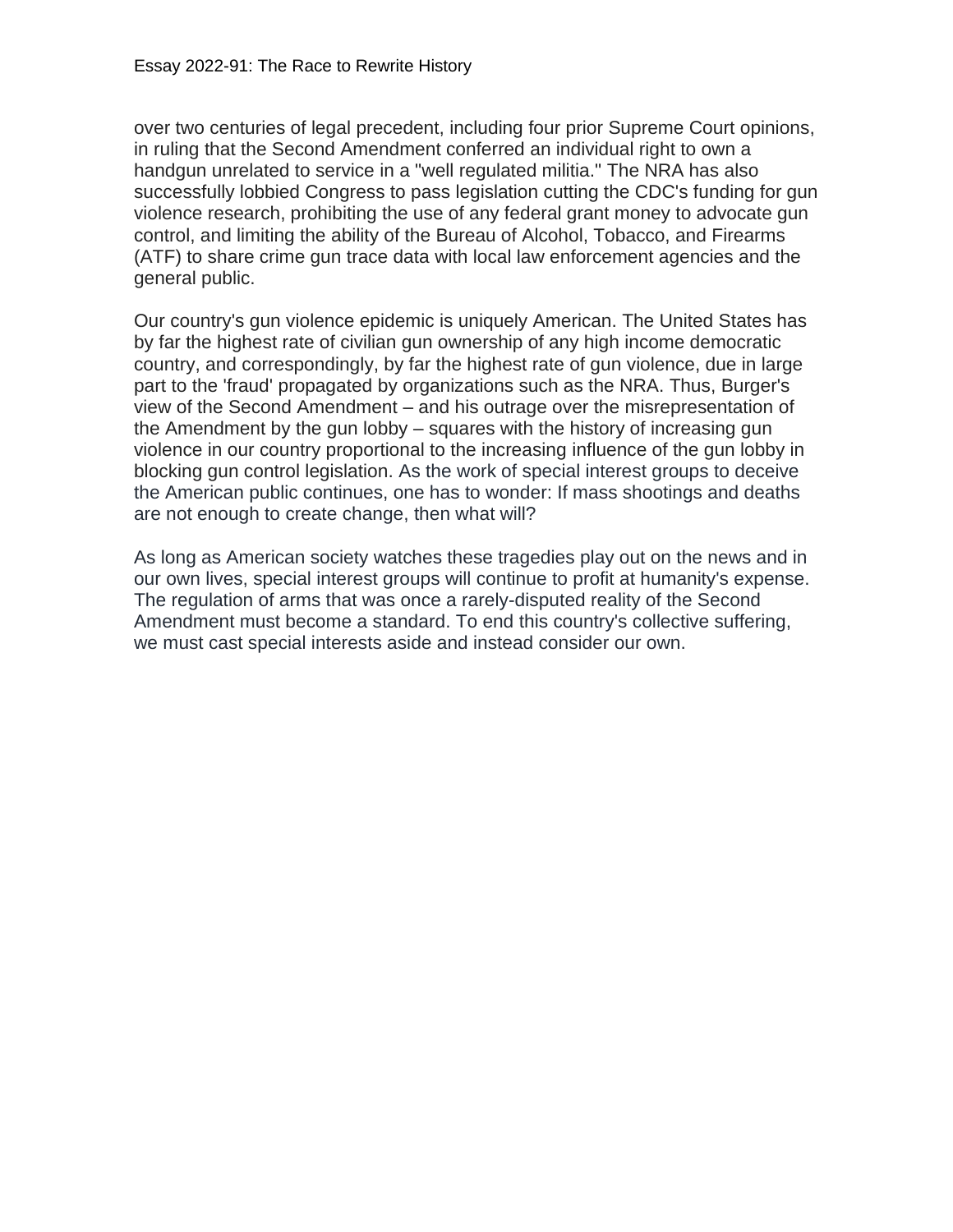over two centuries of legal precedent, including four prior Supreme Court opinions, in ruling that the Second Amendment conferred an individual right to own a handgun unrelated to service in a "well regulated militia." The NRA has also successfully lobbied Congress to pass legislation cutting the CDC's funding for gun violence research, prohibiting the use of any federal grant money to advocate gun control, and limiting the ability of the Bureau of Alcohol, Tobacco, and Firearms (ATF) to share crime gun trace data with local law enforcement agencies and the general public.

Our country's gun violence epidemic is uniquely American. The United States has by far the highest rate of civilian gun ownership of any high income democratic country, and correspondingly, by far the highest rate of gun violence, due in large part to the 'fraud' propagated by organizations such as the NRA. Thus, Burger's view of the Second Amendment – and his outrage over the misrepresentation of the Amendment by the gun lobby – squares with the history of increasing gun violence in our country proportional to the increasing influence of the gun lobby in blocking gun control legislation. As the work of special interest groups to deceive the American public continues, one has to wonder: If mass shootings and deaths are not enough to create change, then what will?

As long as American society watches these tragedies play out on the news and in our own lives, special interest groups will continue to profit at humanity's expense. The regulation of arms that was once a rarely-disputed reality of the Second Amendment must become a standard. To end this country's collective suffering, we must cast special interests aside and instead consider our own.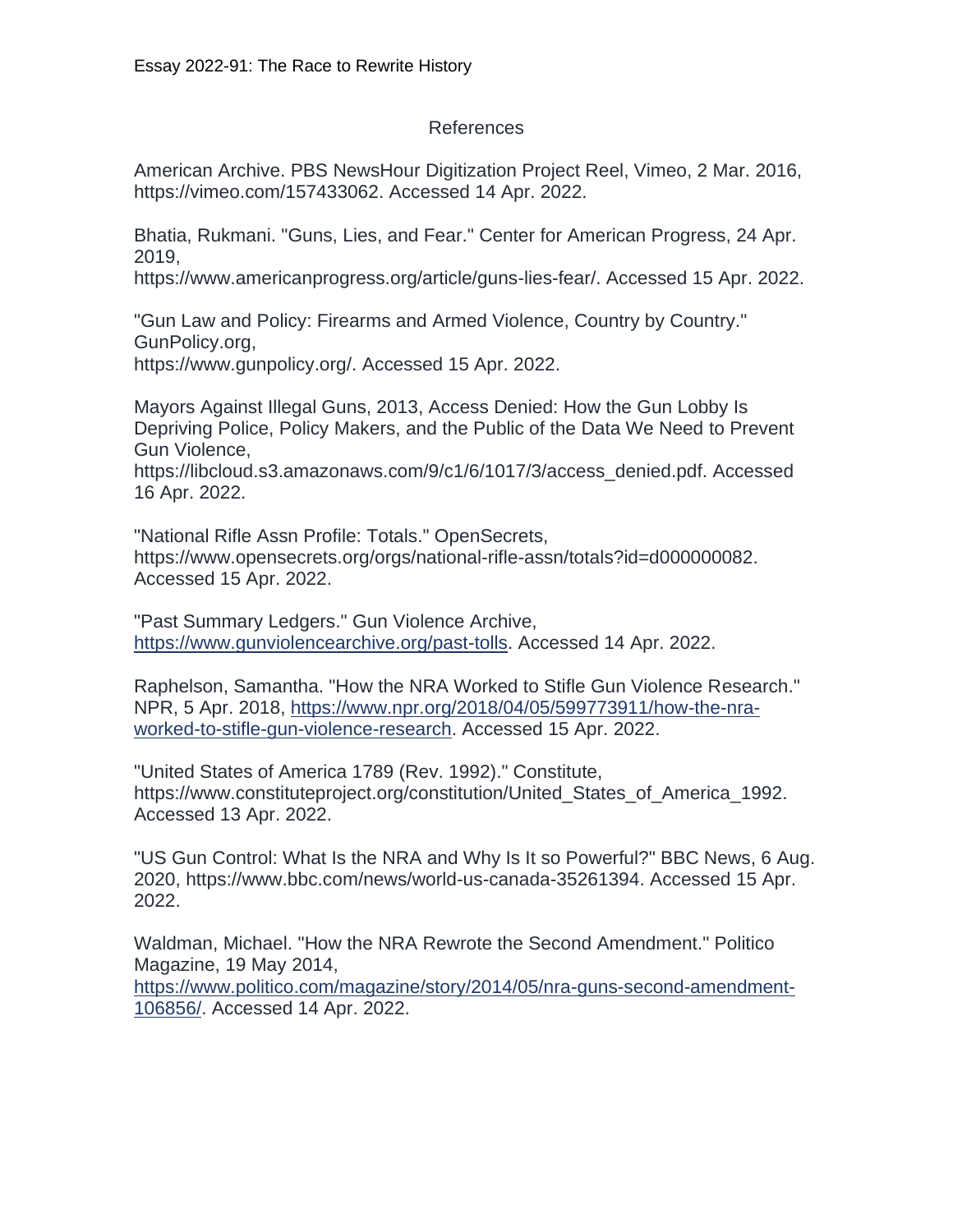## References

American Archive. PBS NewsHour Digitization Project Reel, Vimeo, 2 Mar. 2016, https://vimeo.com/157433062. Accessed 14 Apr. 2022.

Bhatia, Rukmani. "Guns, Lies, and Fear." Center for American Progress, 24 Apr. 2019, https://www.americanprogress.org/article/guns-lies-fear/. Accessed 15 Apr. 2022.

"Gun Law and Policy: Firearms and Armed Violence, Country by Country." GunPolicy.org, https://www.gunpolicy.org/. Accessed 15 Apr. 2022.

Mayors Against Illegal Guns, 2013, Access Denied: How the Gun Lobby Is Depriving Police, Policy Makers, and the Public of the Data We Need to Prevent Gun Violence, https://libcloud.s3.amazonaws.com/9/c1/6/1017/3/access_denied.pdf. Accessed 16 Apr. 2022.

"National Rifle Assn Profile: Totals." OpenSecrets, https://www.opensecrets.org/orgs/national-rifle-assn/totals?id=d000000082. Accessed 15 Apr. 2022.

"Past Summary Ledgers." Gun Violence Archive, https://www.gunviolencearchive.org/past-tolls. Accessed 14 Apr. 2022.

Raphelson, Samantha. "How the NRA Worked to Stifle Gun Violence Research." NPR, 5 Apr. 2018, https://www.npr.org/2018/04/05/599773911/how-the-nra-worked-to-stifle-gun-violence-research. Accessed 15 Apr. 2022.

"United States of America 1789 (Rev. 1992)." Constitute, https://www.constituteproject.org/constitution/United_States_of_America_1992. Accessed 13 Apr. 2022.

"US Gun Control: What Is the NRA and Why Is It so Powerful?" BBC News, 6 Aug. 2020, https://www.bbc.com/news/world-us-canada-35261394. Accessed 15 Apr. 2022.

Waldman, Michael. "How the NRA Rewrote the Second Amendment." Politico Magazine, 19 May 2014, https://www.politico.com/magazine/story/2014/05/nra-guns-second-amendment-106856/. Accessed 14 Apr. 2022.